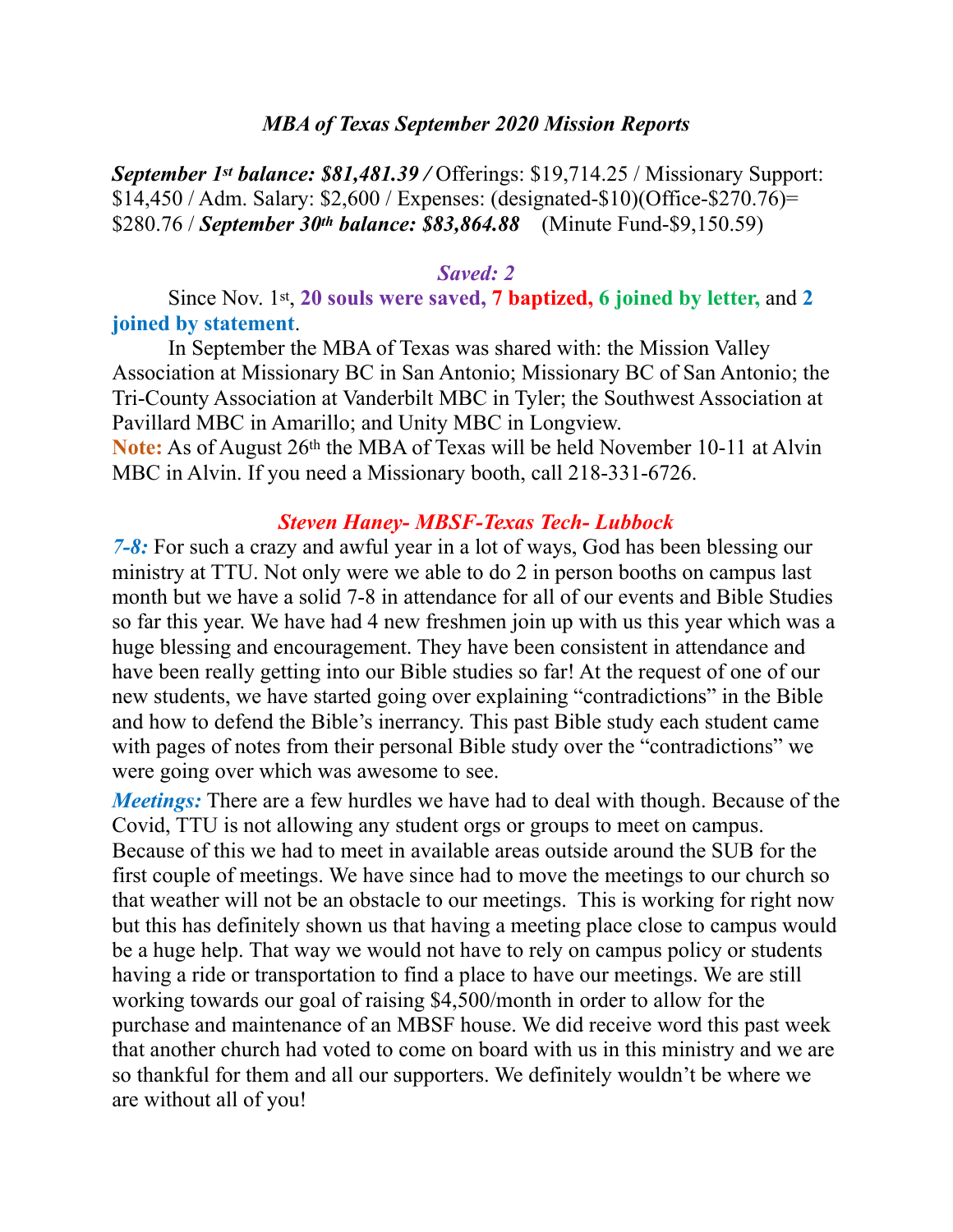## *MBA of Texas September 2020 Mission Reports*

***September 1st balance: $81,481.39 /*** Offerings: $19,714.25 / Missionary Support: $14,450 / Adm. Salary: $2,600 / Expenses: (designated-$10)(Office-$270.76)= $280.76 / ***September 30th balance: $83,864.88*** (Minute Fund-$9,150.59)

### *Saved: 2*

Since Nov. 1st, **20 souls were saved, 7 baptized, 6 joined by letter,** and **2 joined by statement**.

In September the MBA of Texas was shared with: the Mission Valley Association at Missionary BC in San Antonio; Missionary BC of San Antonio; the Tri-County Association at Vanderbilt MBC in Tyler; the Southwest Association at Pavillard MBC in Amarillo; and Unity MBC in Longview.

**Note:** As of August 26th the MBA of Texas will be held November 10-11 at Alvin MBC in Alvin. If you need a Missionary booth, call 218-331-6726.

### *Steven Haney- MBSF-Texas Tech- Lubbock*

***7-8:*** For such a crazy and awful year in a lot of ways, God has been blessing our ministry at TTU. Not only were we able to do 2 in person booths on campus last month but we have a solid 7-8 in attendance for all of our events and Bible Studies so far this year. We have had 4 new freshmen join up with us this year which was a huge blessing and encouragement. They have been consistent in attendance and have been really getting into our Bible studies so far! At the request of one of our new students, we have started going over explaining "contradictions" in the Bible and how to defend the Bible's inerrancy. This past Bible study each student came with pages of notes from their personal Bible study over the "contradictions" we were going over which was awesome to see.

***Meetings:*** There are a few hurdles we have had to deal with though. Because of the Covid, TTU is not allowing any student orgs or groups to meet on campus. Because of this we had to meet in available areas outside around the SUB for the first couple of meetings. We have since had to move the meetings to our church so that weather will not be an obstacle to our meetings. This is working for right now but this has definitely shown us that having a meeting place close to campus would be a huge help. That way we would not have to rely on campus policy or students having a ride or transportation to find a place to have our meetings. We are still working towards our goal of raising $4,500/month in order to allow for the purchase and maintenance of an MBSF house. We did receive word this past week that another church had voted to come on board with us in this ministry and we are so thankful for them and all our supporters. We definitely wouldn't be where we are without all of you!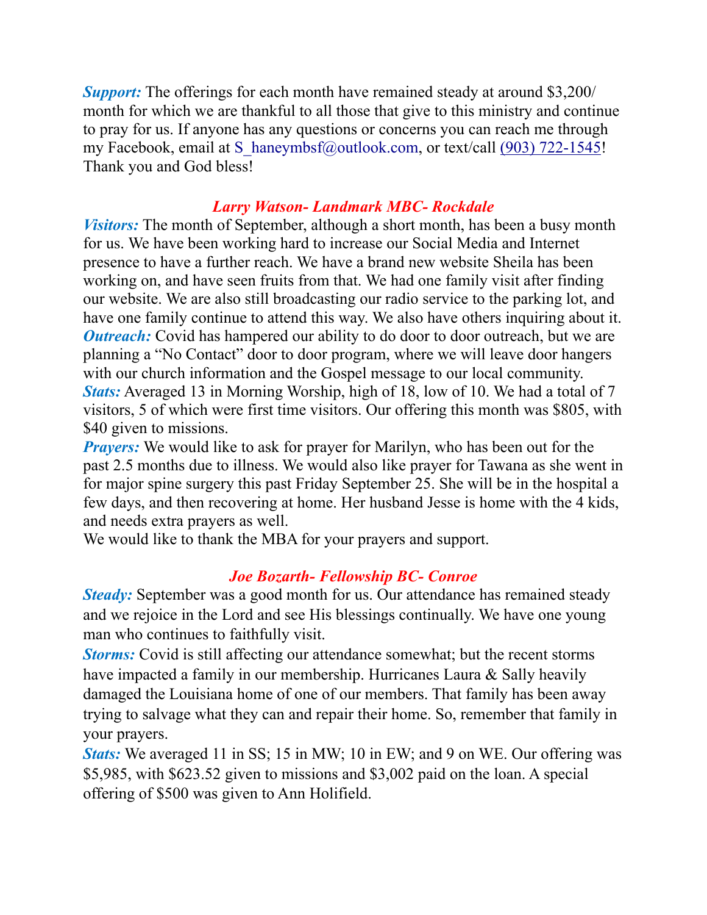***Support:*** The offerings for each month have remained steady at around $3,200/ month for which we are thankful to all those that give to this ministry and continue to pray for us. If anyone has any questions or concerns you can reach me through my Facebook, email at S_haneymbsf@outlook.com, or text/call (903) 722-1545! Thank you and God bless!

### *Larry Watson- Landmark MBC- Rockdale*

***Visitors:*** The month of September, although a short month, has been a busy month for us. We have been working hard to increase our Social Media and Internet presence to have a further reach. We have a brand new website Sheila has been working on, and have seen fruits from that. We had one family visit after finding our website. We are also still broadcasting our radio service to the parking lot, and have one family continue to attend this way. We also have others inquiring about it.
***Outreach:*** Covid has hampered our ability to do door to door outreach, but we are planning a "No Contact" door to door program, where we will leave door hangers with our church information and the Gospel message to our local community.
***Stats:*** Averaged 13 in Morning Worship, high of 18, low of 10. We had a total of 7 visitors, 5 of which were first time visitors. Our offering this month was $805, with $40 given to missions.
***Prayers:*** We would like to ask for prayer for Marilyn, who has been out for the past 2.5 months due to illness. We would also like prayer for Tawana as she went in for major spine surgery this past Friday September 25. She will be in the hospital a few days, and then recovering at home. Her husband Jesse is home with the 4 kids, and needs extra prayers as well.
We would like to thank the MBA for your prayers and support.

### *Joe Bozarth- Fellowship BC- Conroe*

***Steady:*** September was a good month for us. Our attendance has remained steady and we rejoice in the Lord and see His blessings continually. We have one young man who continues to faithfully visit.
***Storms:*** Covid is still affecting our attendance somewhat; but the recent storms have impacted a family in our membership. Hurricanes Laura & Sally heavily damaged the Louisiana home of one of our members. That family has been away trying to salvage what they can and repair their home. So, remember that family in your prayers.
***Stats:*** We averaged 11 in SS; 15 in MW; 10 in EW; and 9 on WE. Our offering was $5,985, with $623.52 given to missions and $3,002 paid on the loan. A special offering of $500 was given to Ann Holifield.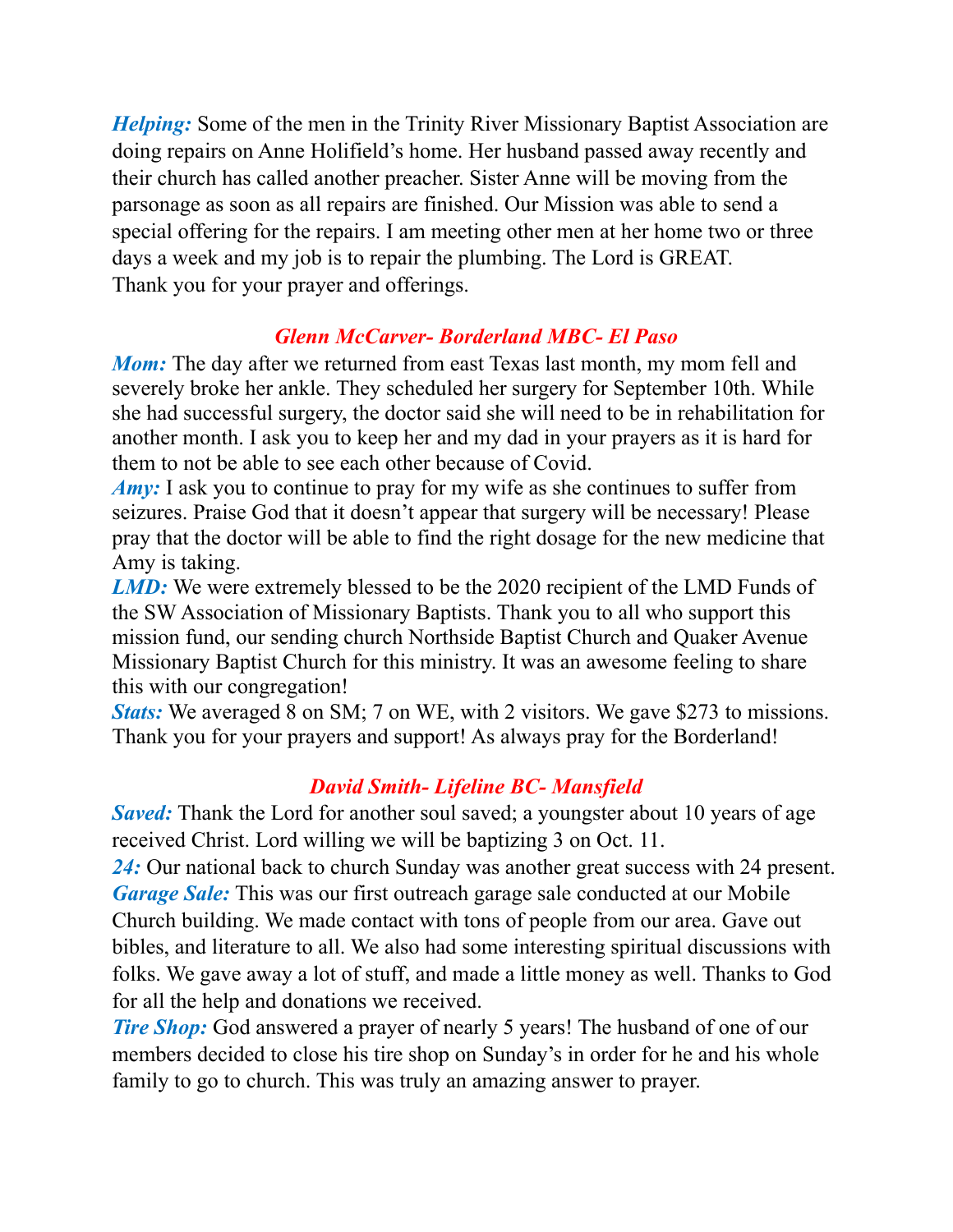***Helping:*** Some of the men in the Trinity River Missionary Baptist Association are doing repairs on Anne Holifield's home. Her husband passed away recently and their church has called another preacher. Sister Anne will be moving from the parsonage as soon as all repairs are finished. Our Mission was able to send a special offering for the repairs. I am meeting other men at her home two or three days a week and my job is to repair the plumbing. The Lord is GREAT. Thank you for your prayer and offerings.

### *Glenn McCarver- Borderland MBC- El Paso*

***Mom:*** The day after we returned from east Texas last month, my mom fell and severely broke her ankle. They scheduled her surgery for September 10th. While she had successful surgery, the doctor said she will need to be in rehabilitation for another month. I ask you to keep her and my dad in your prayers as it is hard for them to not be able to see each other because of Covid.
***Amy:*** I ask you to continue to pray for my wife as she continues to suffer from seizures. Praise God that it doesn't appear that surgery will be necessary! Please pray that the doctor will be able to find the right dosage for the new medicine that Amy is taking.
***LMD:*** We were extremely blessed to be the 2020 recipient of the LMD Funds of the SW Association of Missionary Baptists. Thank you to all who support this mission fund, our sending church Northside Baptist Church and Quaker Avenue Missionary Baptist Church for this ministry. It was an awesome feeling to share this with our congregation!
***Stats:*** We averaged 8 on SM; 7 on WE, with 2 visitors. We gave $273 to missions. Thank you for your prayers and support! As always pray for the Borderland!

### *David Smith- Lifeline BC- Mansfield*

***Saved:*** Thank the Lord for another soul saved; a youngster about 10 years of age received Christ. Lord willing we will be baptizing 3 on Oct. 11.
***24:*** Our national back to church Sunday was another great success with 24 present.
***Garage Sale:*** This was our first outreach garage sale conducted at our Mobile Church building. We made contact with tons of people from our area. Gave out bibles, and literature to all. We also had some interesting spiritual discussions with folks. We gave away a lot of stuff, and made a little money as well. Thanks to God for all the help and donations we received.
***Tire Shop:*** God answered a prayer of nearly 5 years! The husband of one of our members decided to close his tire shop on Sunday's in order for he and his whole family to go to church. This was truly an amazing answer to prayer.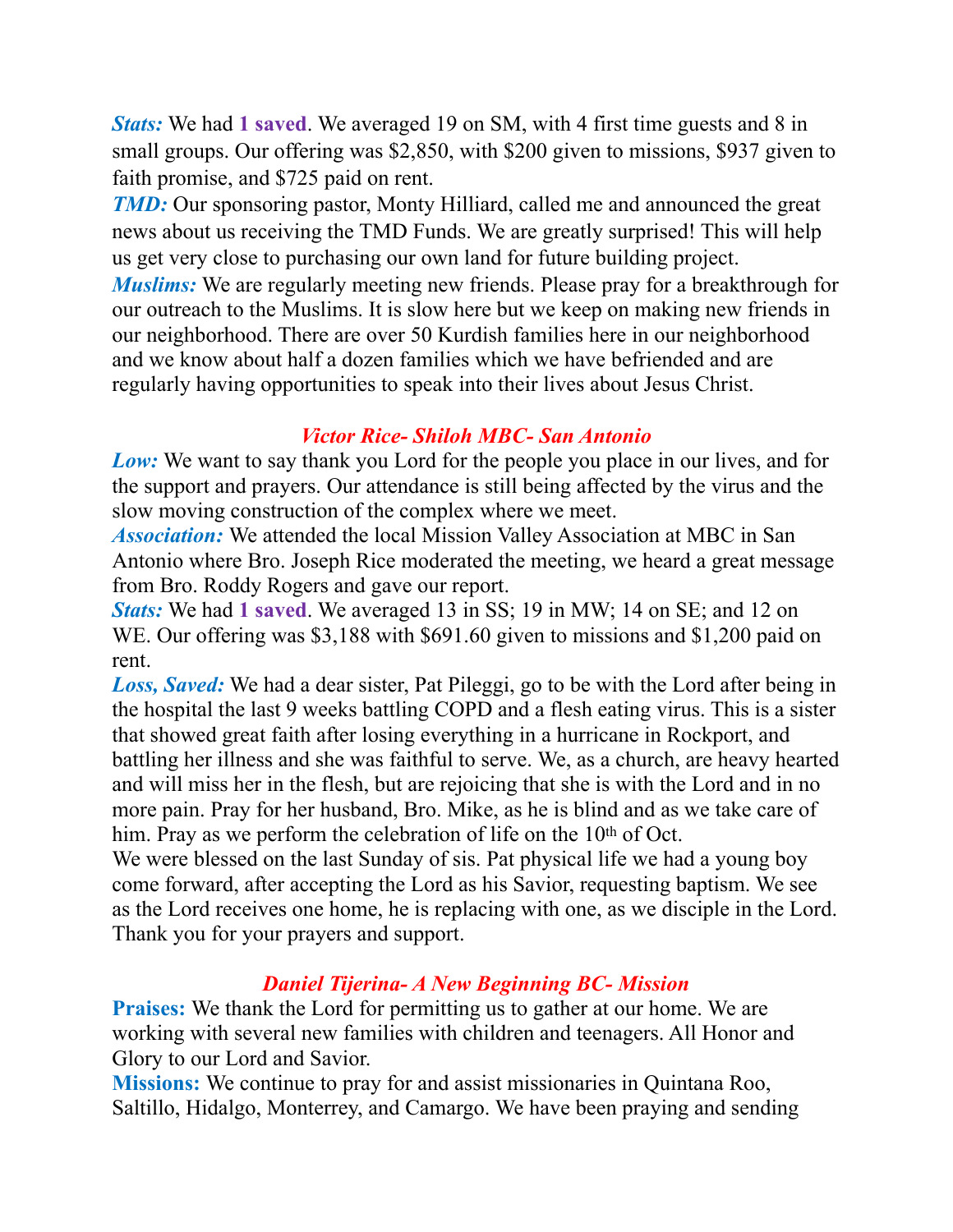***Stats:*** We had **1 saved**. We averaged 19 on SM, with 4 first time guests and 8 in small groups. Our offering was $2,850, with $200 given to missions, $937 given to faith promise, and $725 paid on rent.

***TMD:*** Our sponsoring pastor, Monty Hilliard, called me and announced the great news about us receiving the TMD Funds. We are greatly surprised! This will help us get very close to purchasing our own land for future building project.

***Muslims:*** We are regularly meeting new friends. Please pray for a breakthrough for our outreach to the Muslims. It is slow here but we keep on making new friends in our neighborhood. There are over 50 Kurdish families here in our neighborhood and we know about half a dozen families which we have befriended and are regularly having opportunities to speak into their lives about Jesus Christ.

### *Victor Rice- Shiloh MBC- San Antonio*

***Low:*** We want to say thank you Lord for the people you place in our lives, and for the support and prayers. Our attendance is still being affected by the virus and the slow moving construction of the complex where we meet.

***Association:*** We attended the local Mission Valley Association at MBC in San Antonio where Bro. Joseph Rice moderated the meeting, we heard a great message from Bro. Roddy Rogers and gave our report.

***Stats:*** We had **1 saved**. We averaged 13 in SS; 19 in MW; 14 on SE; and 12 on WE. Our offering was $3,188 with $691.60 given to missions and $1,200 paid on rent.

***Loss, Saved:*** We had a dear sister, Pat Pileggi, go to be with the Lord after being in the hospital the last 9 weeks battling COPD and a flesh eating virus. This is a sister that showed great faith after losing everything in a hurricane in Rockport, and battling her illness and she was faithful to serve. We, as a church, are heavy hearted and will miss her in the flesh, but are rejoicing that she is with the Lord and in no more pain. Pray for her husband, Bro. Mike, as he is blind and as we take care of him. Pray as we perform the celebration of life on the 10th of Oct.

We were blessed on the last Sunday of sis. Pat physical life we had a young boy come forward, after accepting the Lord as his Savior, requesting baptism. We see as the Lord receives one home, he is replacing with one, as we disciple in the Lord. Thank you for your prayers and support.

### *Daniel Tijerina- A New Beginning BC- Mission*

**Praises:** We thank the Lord for permitting us to gather at our home. We are working with several new families with children and teenagers. All Honor and Glory to our Lord and Savior.

**Missions:** We continue to pray for and assist missionaries in Quintana Roo, Saltillo, Hidalgo, Monterrey, and Camargo. We have been praying and sending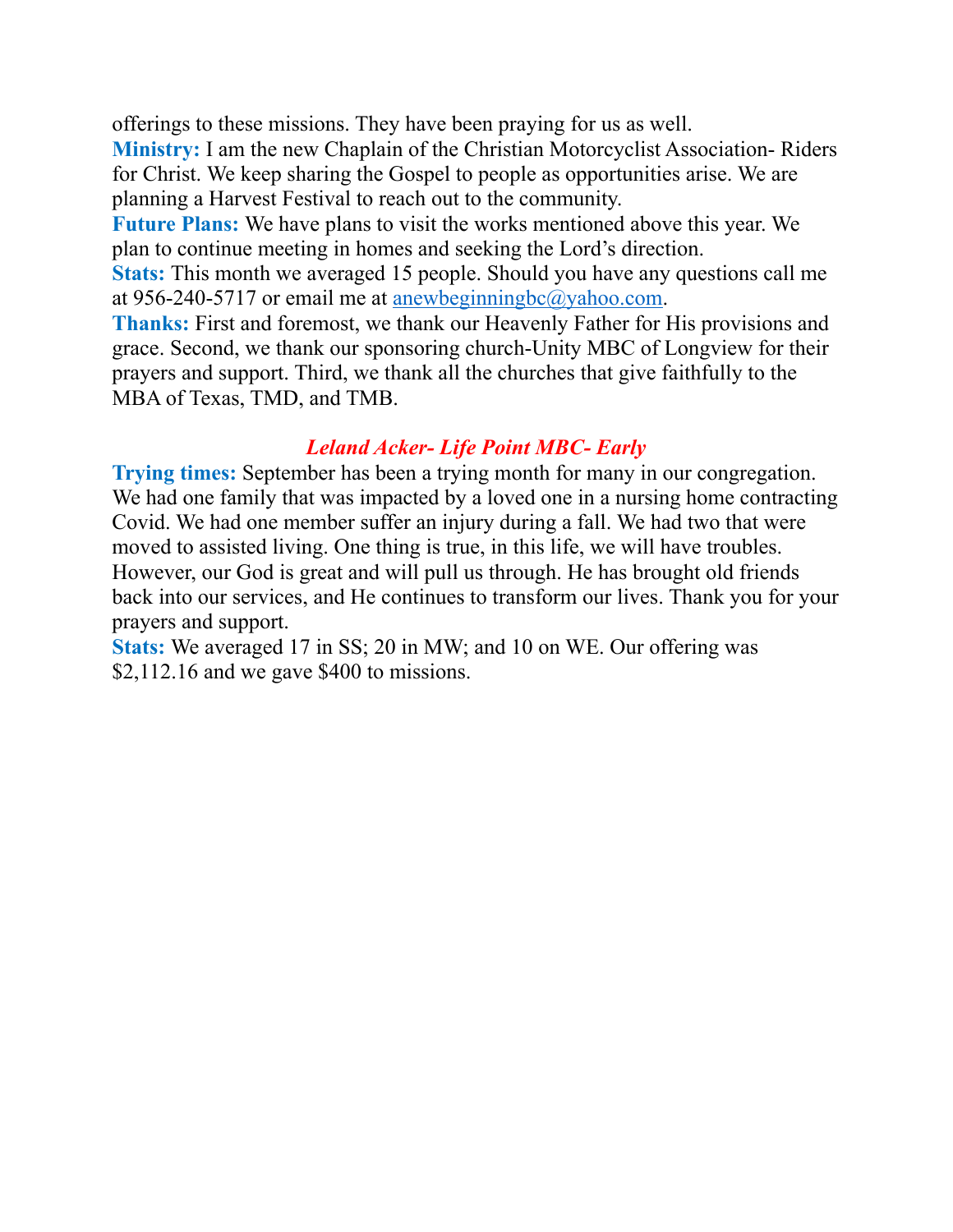offerings to these missions. They have been praying for us as well.

**Ministry:** I am the new Chaplain of the Christian Motorcyclist Association- Riders for Christ. We keep sharing the Gospel to people as opportunities arise. We are planning a Harvest Festival to reach out to the community.

**Future Plans:** We have plans to visit the works mentioned above this year. We plan to continue meeting in homes and seeking the Lord's direction.

**Stats:** This month we averaged 15 people. Should you have any questions call me at 956-240-5717 or email me at anewbeginningbc@yahoo.com.

**Thanks:** First and foremost, we thank our Heavenly Father for His provisions and grace. Second, we thank our sponsoring church-Unity MBC of Longview for their prayers and support. Third, we thank all the churches that give faithfully to the MBA of Texas, TMD, and TMB.

### *Leland Acker- Life Point MBC- Early*

**Trying times:** September has been a trying month for many in our congregation. We had one family that was impacted by a loved one in a nursing home contracting Covid. We had one member suffer an injury during a fall. We had two that were moved to assisted living. One thing is true, in this life, we will have troubles. However, our God is great and will pull us through. He has brought old friends back into our services, and He continues to transform our lives. Thank you for your prayers and support.

**Stats:** We averaged 17 in SS; 20 in MW; and 10 on WE. Our offering was $2,112.16 and we gave $400 to missions.